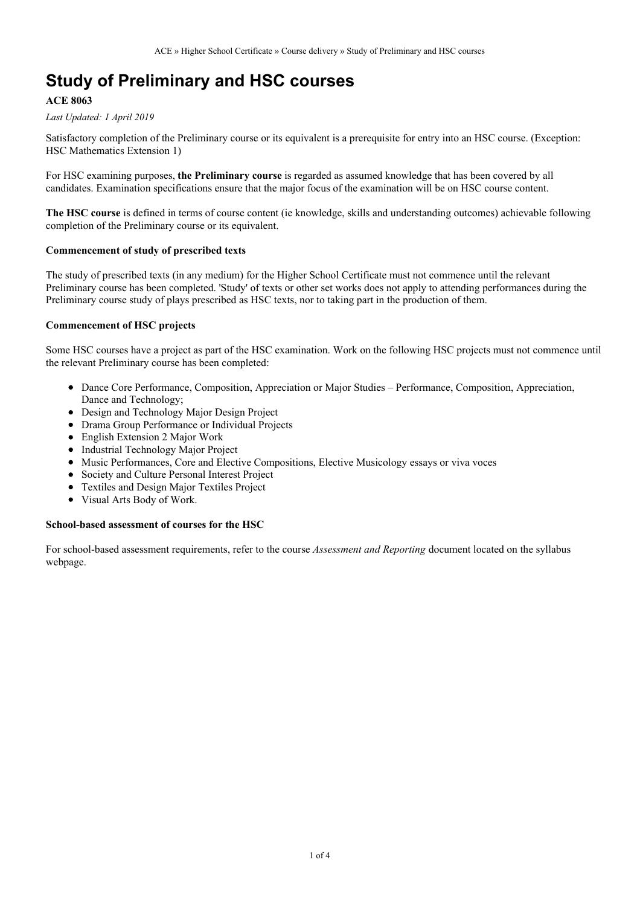# Study of Preliminary and HSC courses

**ACE 8063**

*Last Updated: 1 April 2019*

Satisfactory completion of the Preliminary course or its equivalent is a prerequisite for entry into an HSC course. (Exception: HSC Mathematics Extension 1)

For HSC examining purposes, **the Preliminary course** is regarded as assumed knowledge that has been covered by all candidates. Examination specifications ensure that the major focus of the examination will be on HSC course content.

**The HSC course** is defined in terms of course content (ie knowledge, skills and understanding outcomes) achievable following completion of the Preliminary course or its equivalent.

### Commencement of study of prescribed texts

The study of prescribed texts (in any medium) for the Higher School Certificate must not commence until the relevant Preliminary course has been completed. 'Study' of texts or other set works does not apply to attending performances during the Preliminary course study of plays prescribed as HSC texts, nor to taking part in the production of them.

### Commencement of HSC projects

Some HSC courses have a project as part of the HSC examination. Work on the following HSC projects must not commence until the relevant Preliminary course has been completed:

- Dance Core Performance, Composition, Appreciation or Major Studies – Performance, Composition, Appreciation, Dance and Technology;
- Design and Technology Major Design Project
- Drama Group Performance or Individual Projects
- English Extension 2 Major Work
- Industrial Technology Major Project
- Music Performances, Core and Elective Compositions, Elective Musicology essays or viva voces
- Society and Culture Personal Interest Project
- Textiles and Design Major Textiles Project
- Visual Arts Body of Work.

### School-based assessment of courses for the HSC

For school-based assessment requirements, refer to the course *Assessment and Reporting* document located on the syllabus webpage.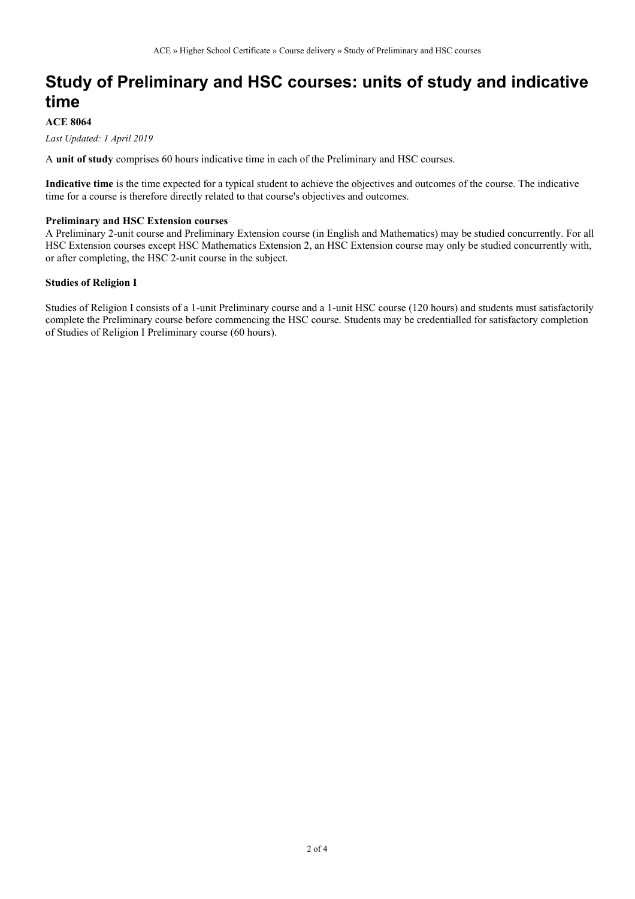# Study of Preliminary and HSC courses: units of study and indicative time

**ACE 8064**

*Last Updated: 1 April 2019*

A **unit of study** comprises 60 hours indicative time in each of the Preliminary and HSC courses.

**Indicative time** is the time expected for a typical student to achieve the objectives and outcomes of the course. The indicative time for a course is therefore directly related to that course's objectives and outcomes.

**Preliminary and HSC Extension courses**

A Preliminary 2-unit course and Preliminary Extension course (in English and Mathematics) may be studied concurrently. For all HSC Extension courses except HSC Mathematics Extension 2, an HSC Extension course may only be studied concurrently with, or after completing, the HSC 2-unit course in the subject.

**Studies of Religion I**

Studies of Religion I consists of a 1-unit Preliminary course and a 1-unit HSC course (120 hours) and students must satisfactorily complete the Preliminary course before commencing the HSC course. Students may be credentialled for satisfactory completion of Studies of Religion I Preliminary course (60 hours).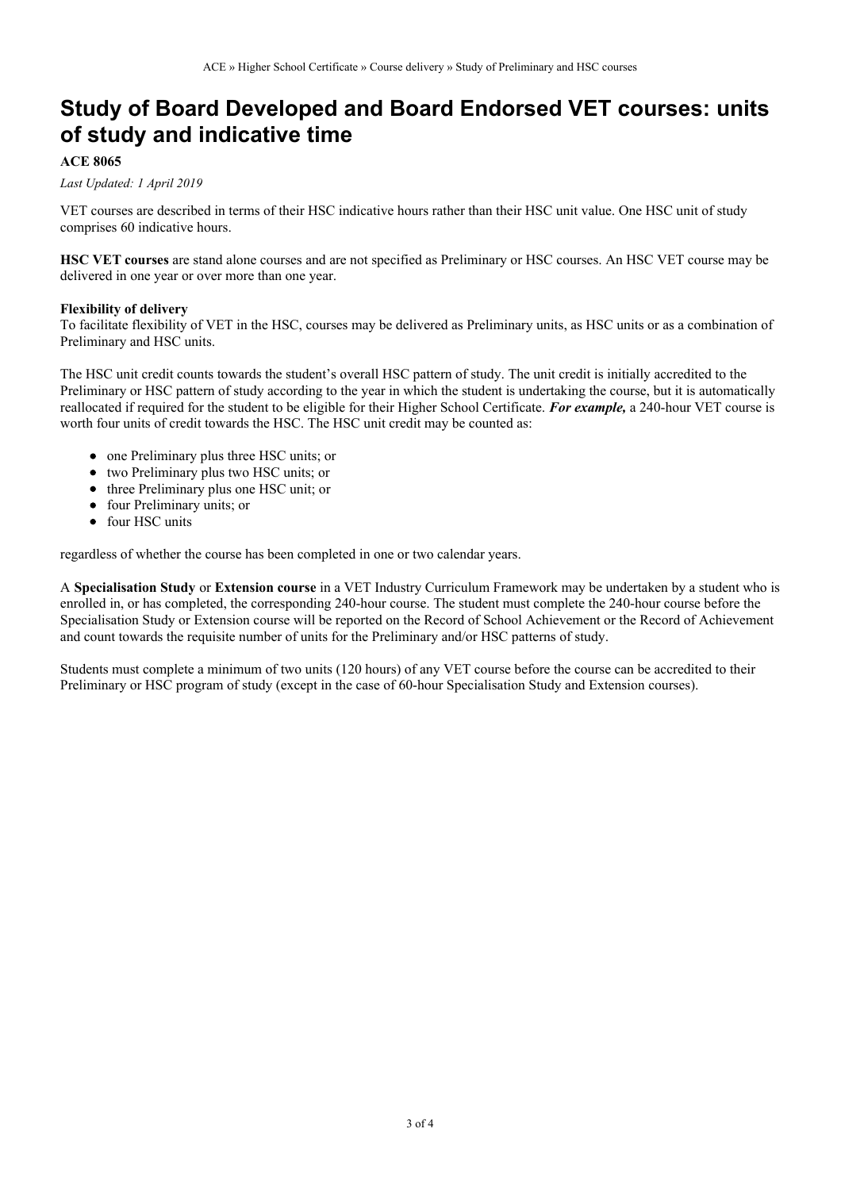# Study of Board Developed and Board Endorsed VET courses: units of study and indicative time

**ACE 8065**

*Last Updated: 1 April 2019*

VET courses are described in terms of their HSC indicative hours rather than their HSC unit value. One HSC unit of study comprises 60 indicative hours.

**HSC VET courses** are stand alone courses and are not specified as Preliminary or HSC courses. An HSC VET course may be delivered in one year or over more than one year.

**Flexibility of delivery**
To facilitate flexibility of VET in the HSC, courses may be delivered as Preliminary units, as HSC units or as a combination of Preliminary and HSC units.

The HSC unit credit counts towards the student's overall HSC pattern of study. The unit credit is initially accredited to the Preliminary or HSC pattern of study according to the year in which the student is undertaking the course, but it is automatically reallocated if required for the student to be eligible for their Higher School Certificate. ***For example,*** a 240-hour VET course is worth four units of credit towards the HSC. The HSC unit credit may be counted as:

- one Preliminary plus three HSC units; or
- two Preliminary plus two HSC units; or
- three Preliminary plus one HSC unit; or
- four Preliminary units; or
- four HSC units

regardless of whether the course has been completed in one or two calendar years.

A **Specialisation Study** or **Extension course** in a VET Industry Curriculum Framework may be undertaken by a student who is enrolled in, or has completed, the corresponding 240-hour course. The student must complete the 240-hour course before the Specialisation Study or Extension course will be reported on the Record of School Achievement or the Record of Achievement and count towards the requisite number of units for the Preliminary and/or HSC patterns of study.

Students must complete a minimum of two units (120 hours) of any VET course before the course can be accredited to their Preliminary or HSC program of study (except in the case of 60-hour Specialisation Study and Extension courses).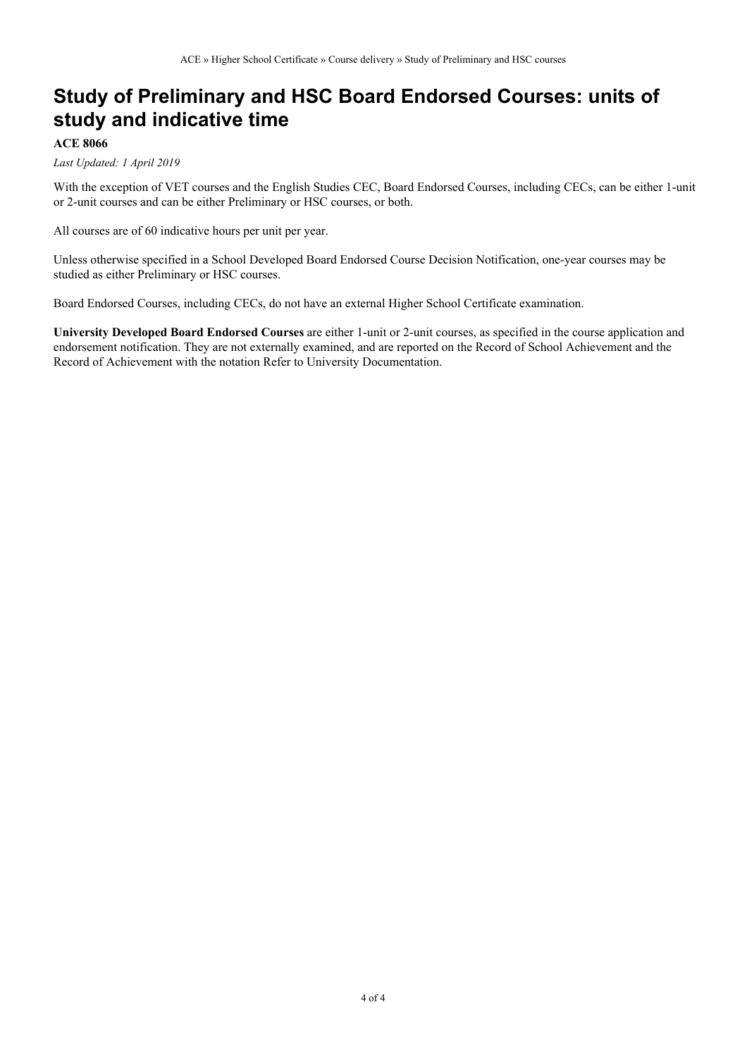# Study of Preliminary and HSC Board Endorsed Courses: units of study and indicative time

**ACE 8066**

*Last Updated: 1 April 2019*

With the exception of VET courses and the English Studies CEC, Board Endorsed Courses, including CECs, can be either 1-unit or 2-unit courses and can be either Preliminary or HSC courses, or both.

All courses are of 60 indicative hours per unit per year.

Unless otherwise specified in a School Developed Board Endorsed Course Decision Notification, one-year courses may be studied as either Preliminary or HSC courses.

Board Endorsed Courses, including CECs, do not have an external Higher School Certificate examination.

**University Developed Board Endorsed Courses** are either 1-unit or 2-unit courses, as specified in the course application and endorsement notification. They are not externally examined, and are reported on the Record of School Achievement and the Record of Achievement with the notation Refer to University Documentation.